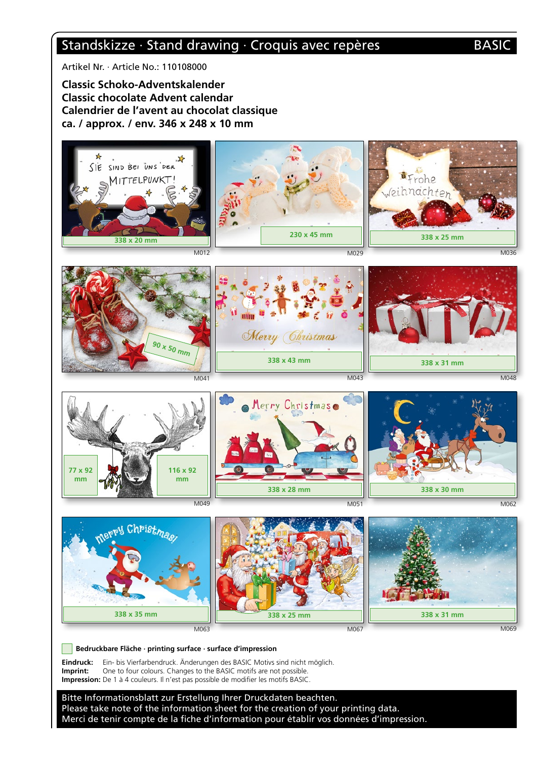# Standskizze · Stand drawing · Croquis avec repères

BASIC

Artikel Nr. · Article No.: 110108000

**Classic Schoko-Adventskalender**
**Classic chocolate Advent calendar**
**Calendrier de l'avent au chocolat classique**
**ca. / approx. / env. 346 x 248 x 10 mm**

| Motiv | Bedruckbare Fläche |
|---|---|
| M012 | 338 x 20 mm |
| M029 | 230 x 45 mm |
| M036 | 338 x 25 mm |
| M041 | 90 x 50 mm |
| M043 | 338 x 43 mm |
| M048 | 338 x 31 mm |
| M049 | 77 x 92 mm / 116 x 92 mm |
| M051 | 338 x 28 mm |
| M062 | 338 x 30 mm |
| M063 | 338 x 35 mm |
| M067 | 338 x 25 mm |
| M069 | 338 x 31 mm |

**Bedruckbare Fläche · printing surface · surface d'impression**

**Eindruck:** Ein- bis Vierfarbendruck. Änderungen des BASIC Motivs sind nicht möglich.
**Imprint:** One to four colours. Changes to the BASIC motifs are not possible.
**Impression:** De 1 à 4 couleurs. Il n'est pas possible de modifier les motifs BASIC.

Bitte Informationsblatt zur Erstellung Ihrer Druckdaten beachten.
Please take note of the information sheet for the creation of your printing data.
Merci de tenir compte de la fiche d'information pour établir vos données d'impression.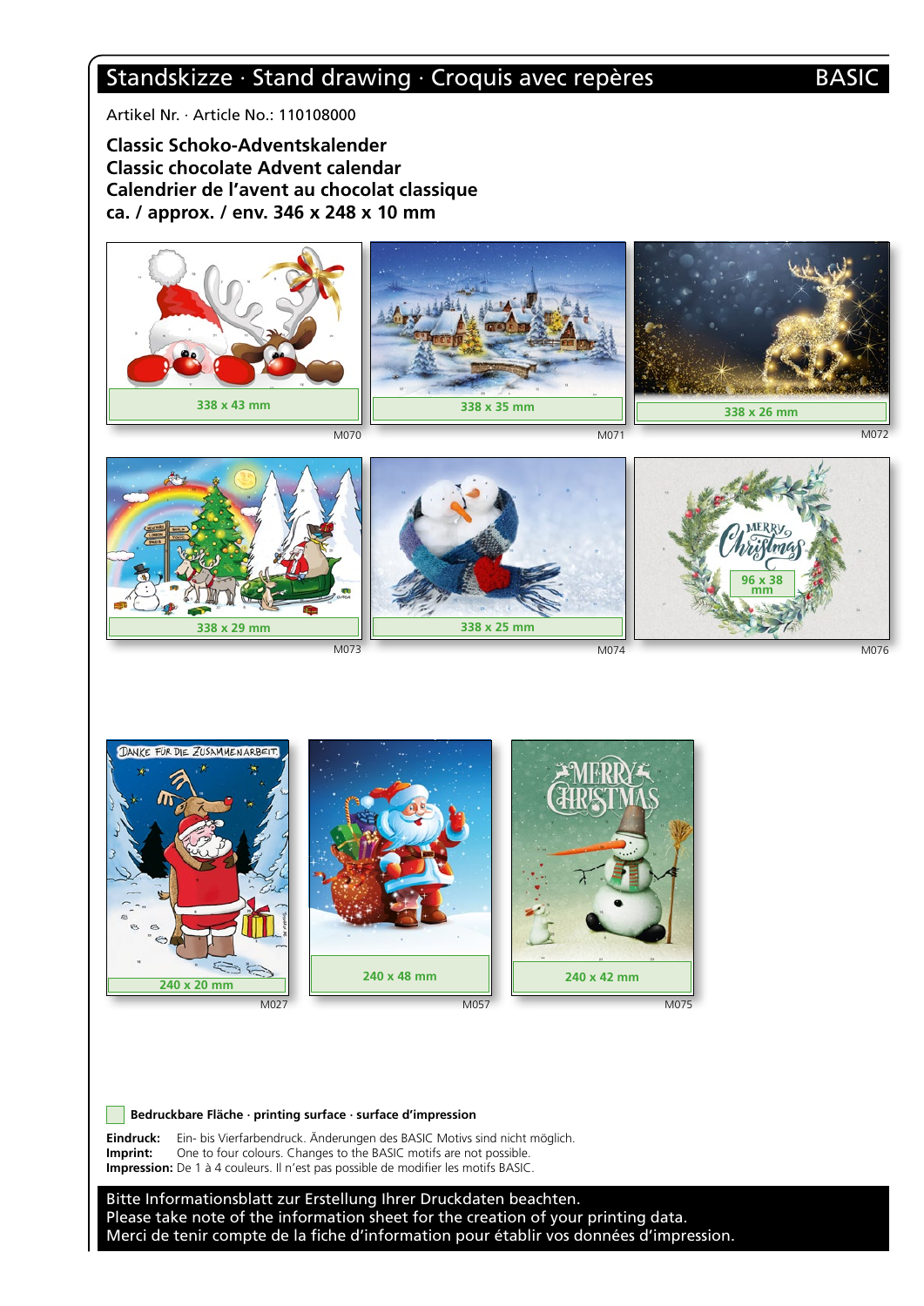# Standskizze · Stand drawing · Croquis avec repères

BASIC

Artikel Nr. · Article No.: 110108000

**Classic Schoko-Adventskalender**
**Classic chocolate Advent calendar**
**Calendrier de l'avent au chocolat classique**
**ca. / approx. / env. 346 x 248 x 10 mm**

338 x 43 mm
M070

338 x 35 mm
M071

338 x 26 mm
M072

338 x 29 mm
M073

338 x 25 mm
M074

96 x 38 mm
M076

240 x 20 mm
M027

240 x 48 mm
M057

240 x 42 mm
M075

**Bedruckbare Fläche · printing surface · surface d'impression**

**Eindruck:** Ein- bis Vierfarbendruck. Änderungen des BASIC Motivs sind nicht möglich.
**Imprint:** One to four colours. Changes to the BASIC motifs are not possible.
**Impression:** De 1 à 4 couleurs. Il n'est pas possible de modifier les motifs BASIC.

Bitte Informationsblatt zur Erstellung Ihrer Druckdaten beachten.
Please take note of the information sheet for the creation of your printing data.
Merci de tenir compte de la fiche d'information pour établir vos données d'impression.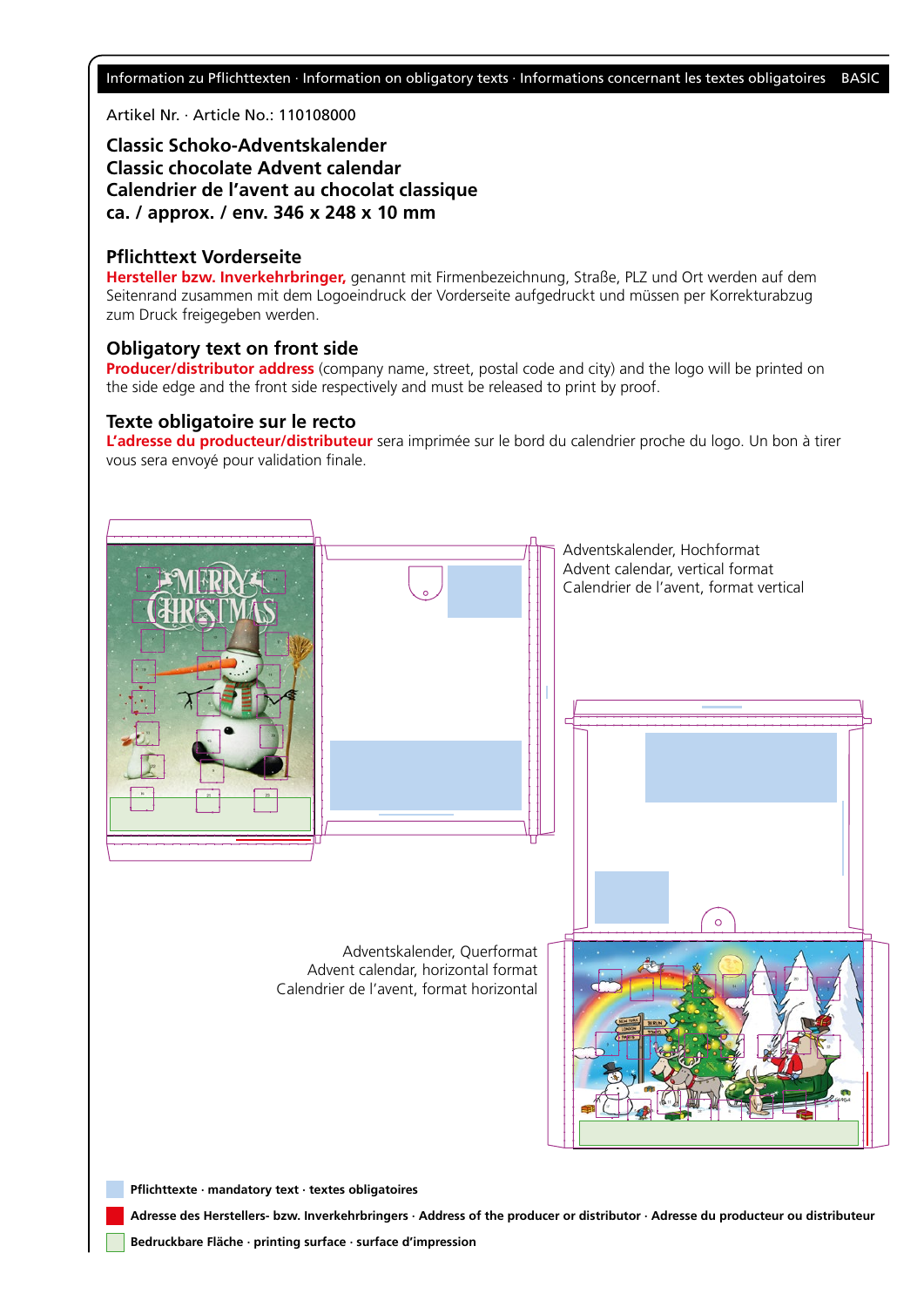Information zu Pflichttexten · Information on obligatory texts · Informations concernant les textes obligatoires BASIC

Artikel Nr. · Article No.: 110108000

## Classic Schoko-Adventskalender
## Classic chocolate Advent calendar
## Calendrier de l'avent au chocolat classique
## ca. / approx. / env. 346 x 248 x 10 mm

### Pflichttext Vorderseite

**Hersteller bzw. Inverkehrbringer,** genannt mit Firmenbezeichnung, Straße, PLZ und Ort werden auf dem Seitenrand zusammen mit dem Logoeindruck der Vorderseite aufgedruckt und müssen per Korrekturabzug zum Druck freigegeben werden.

### Obligatory text on front side

**Producer/distributor address** (company name, street, postal code and city) and the logo will be printed on the side edge and the front side respectively and must be released to print by proof.

### Texte obligatoire sur le recto

**L'adresse du producteur/distributeur** sera imprimée sur le bord du calendrier proche du logo. Un bon à tirer vous sera envoyé pour validation finale.

Adventskalender, Hochformat
Advent calendar, vertical format
Calendrier de l'avent, format vertical

Adventskalender, Querformat
Advent calendar, horizontal format
Calendrier de l'avent, format horizontal

- **Pflichttexte · mandatory text · textes obligatoires**
- **Adresse des Herstellers- bzw. Inverkehrbringers · Address of the producer or distributor · Adresse du producteur ou distributeur**
- **Bedruckbare Fläche · printing surface · surface d'impression**